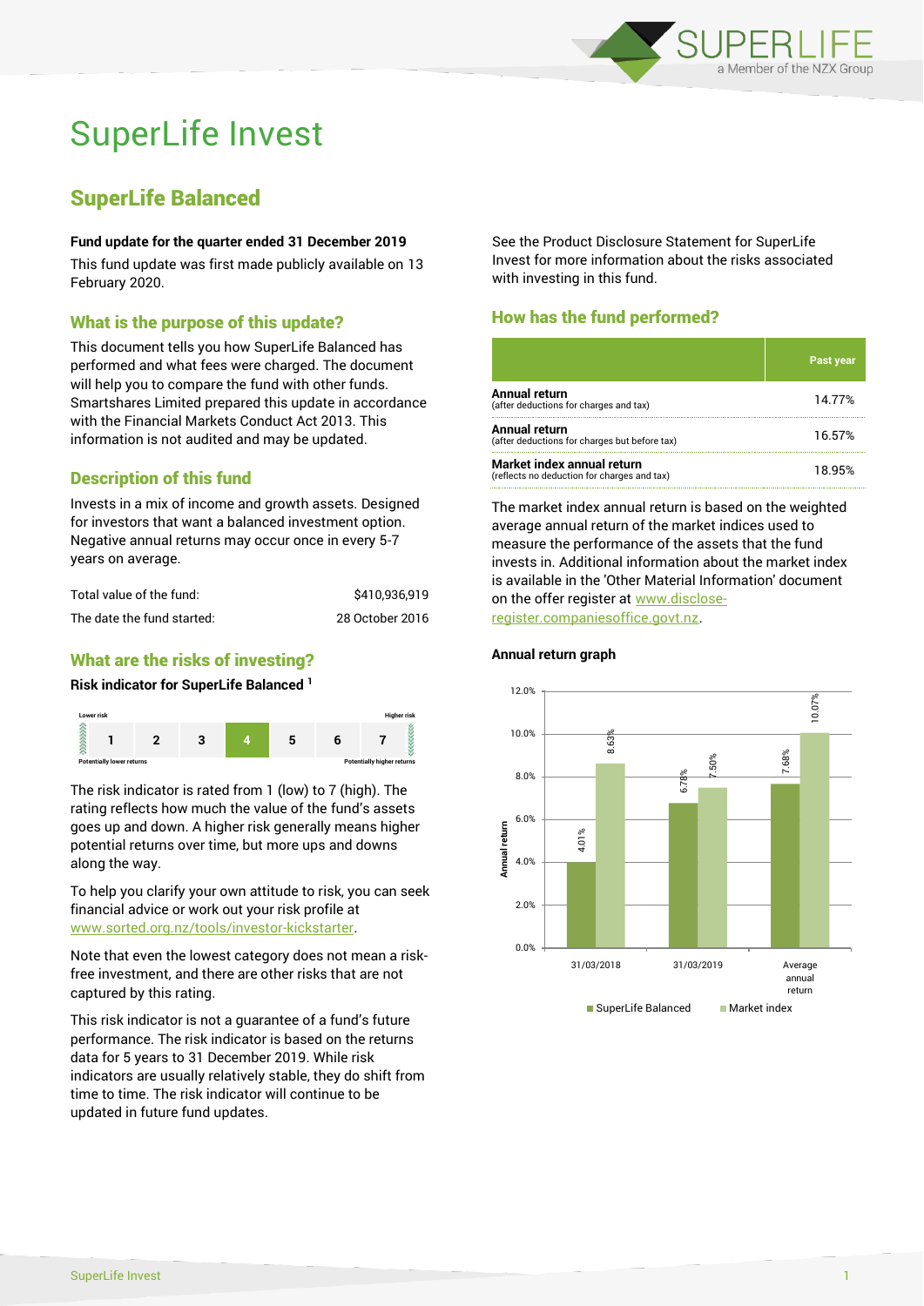# SuperLife Invest

## SuperLife Balanced

**Fund update for the quarter ended 31 December 2019**

This fund update was first made publicly available on 13 February 2020.

### What is the purpose of this update?

This document tells you how SuperLife Balanced has performed and what fees were charged. The document will help you to compare the fund with other funds. Smartshares Limited prepared this update in accordance with the Financial Markets Conduct Act 2013. This information is not audited and may be updated.

### Description of this fund

Invests in a mix of income and growth assets. Designed for investors that want a balanced investment option. Negative annual returns may occur once in every 5-7 years on average.

| | |
|---|---|
| Total value of the fund: | $410,936,919 |
| The date the fund started: | 28 October 2016 |

### What are the risks of investing?

**Risk indicator for SuperLife Balanced [1]**

| Lower risk | | | | | | Higher risk |
|---|---|---|---|---|---|---|
| 1 | 2 | 3 | **4** | 5 | 6 | 7 |
| Potentially lower returns | | | | | | Potentially higher returns |

The risk indicator is rated from 1 (low) to 7 (high). The rating reflects how much the value of the fund's assets goes up and down. A higher risk generally means higher potential returns over time, but more ups and downs along the way.

To help you clarify your own attitude to risk, you can seek financial advice or work out your risk profile at www.sorted.org.nz/tools/investor-kickstarter.

Note that even the lowest category does not mean a risk-free investment, and there are other risks that are not captured by this rating.

This risk indicator is not a guarantee of a fund's future performance. The risk indicator is based on the returns data for 5 years to 31 December 2019. While risk indicators are usually relatively stable, they do shift from time to time. The risk indicator will continue to be updated in future fund updates.

See the Product Disclosure Statement for SuperLife Invest for more information about the risks associated with investing in this fund.

### How has the fund performed?

| | Past year |
|---|---|
| **Annual return** (after deductions for charges and tax) | 14.77% |
| **Annual return** (after deductions for charges but before tax) | 16.57% |
| **Market index annual return** (reflects no deduction for charges and tax) | 18.95% |

The market index annual return is based on the weighted average annual return of the market indices used to measure the performance of the assets that the fund invests in. Additional information about the market index is available in the 'Other Material Information' document on the offer register at www.disclose-register.companiesoffice.govt.nz.

**Annual return graph**

| | SuperLife Balanced | Market index |
|---|---|---|
| 31/03/2018 | 4.01% | 8.63% |
| 31/03/2019 | 6.78% | 7.50% |
| Average annual return | 7.68% | 10.07% |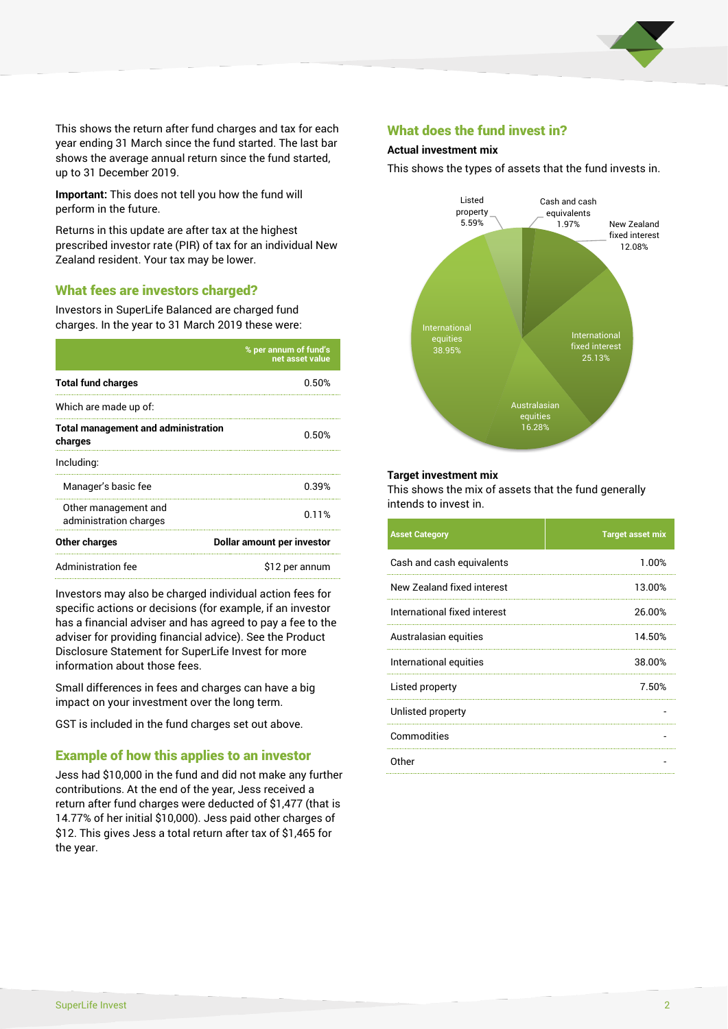This shows the return after fund charges and tax for each year ending 31 March since the fund started. The last bar shows the average annual return since the fund started, up to 31 December 2019.

**Important:** This does not tell you how the fund will perform in the future.

Returns in this update are after tax at the highest prescribed investor rate (PIR) of tax for an individual New Zealand resident. Your tax may be lower.

## What fees are investors charged?

Investors in SuperLife Balanced are charged fund charges. In the year to 31 March 2019 these were:

| | % per annum of fund's net asset value |
|---|---|
| **Total fund charges** | 0.50% |
| Which are made up of: | |
| **Total management and administration charges** | 0.50% |
| Including: | |
| Manager's basic fee | 0.39% |
| Other management and administration charges | 0.11% |
| **Other charges** | **Dollar amount per investor** |
| Administration fee | $12 per annum |

Investors may also be charged individual action fees for specific actions or decisions (for example, if an investor has a financial adviser and has agreed to pay a fee to the adviser for providing financial advice). See the Product Disclosure Statement for SuperLife Invest for more information about those fees.

Small differences in fees and charges can have a big impact on your investment over the long term.

GST is included in the fund charges set out above.

## Example of how this applies to an investor

Jess had $10,000 in the fund and did not make any further contributions. At the end of the year, Jess received a return after fund charges were deducted of $1,477 (that is 14.77% of her initial $10,000). Jess paid other charges of $12. This gives Jess a total return after tax of $1,465 for the year.

## What does the fund invest in?

### Actual investment mix

This shows the types of assets that the fund invests in.

| Asset Category | Actual investment mix |
|---|---|
| Cash and cash equivalents | 1.97% |
| New Zealand fixed interest | 12.08% |
| International fixed interest | 25.13% |
| Australasian equities | 16.28% |
| International equities | 38.95% |
| Listed property | 5.59% |

### Target investment mix

This shows the mix of assets that the fund generally intends to invest in.

| Asset Category | Target asset mix |
|---|---|
| Cash and cash equivalents | 1.00% |
| New Zealand fixed interest | 13.00% |
| International fixed interest | 26.00% |
| Australasian equities | 14.50% |
| International equities | 38.00% |
| Listed property | 7.50% |
| Unlisted property | - |
| Commodities | - |
| Other | - |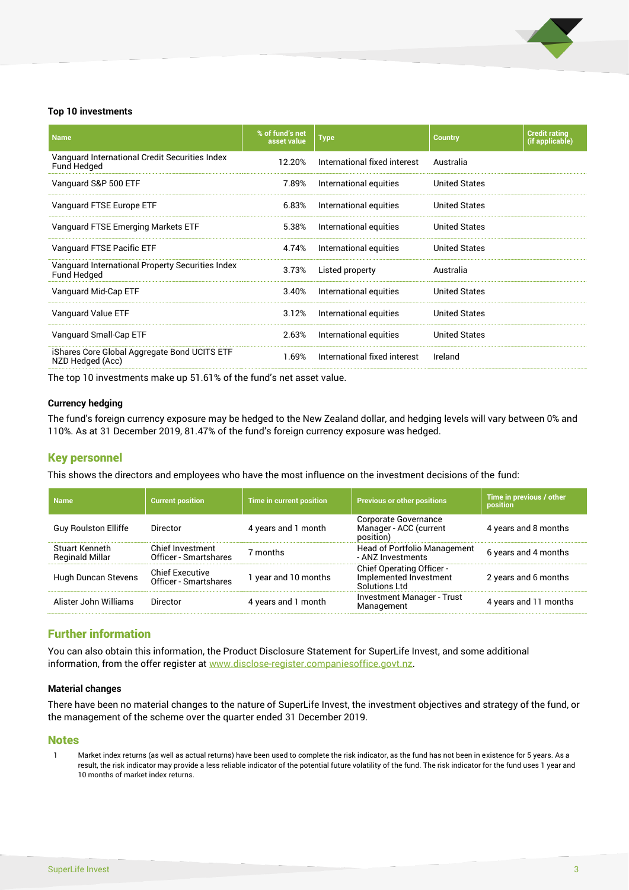### Top 10 investments

| Name | % of fund's net asset value | Type | Country | Credit rating (if applicable) |
|---|---|---|---|---|
| Vanguard International Credit Securities Index Fund Hedged | 12.20% | International fixed interest | Australia | |
| Vanguard S&P 500 ETF | 7.89% | International equities | United States | |
| Vanguard FTSE Europe ETF | 6.83% | International equities | United States | |
| Vanguard FTSE Emerging Markets ETF | 5.38% | International equities | United States | |
| Vanguard FTSE Pacific ETF | 4.74% | International equities | United States | |
| Vanguard International Property Securities Index Fund Hedged | 3.73% | Listed property | Australia | |
| Vanguard Mid-Cap ETF | 3.40% | International equities | United States | |
| Vanguard Value ETF | 3.12% | International equities | United States | |
| Vanguard Small-Cap ETF | 2.63% | International equities | United States | |
| iShares Core Global Aggregate Bond UCITS ETF NZD Hedged (Acc) | 1.69% | International fixed interest | Ireland | |

The top 10 investments make up 51.61% of the fund's net asset value.

### Currency hedging

The fund's foreign currency exposure may be hedged to the New Zealand dollar, and hedging levels will vary between 0% and 110%. As at 31 December 2019, 81.47% of the fund's foreign currency exposure was hedged.

## Key personnel

This shows the directors and employees who have the most influence on the investment decisions of the fund:

| Name | Current position | Time in current position | Previous or other positions | Time in previous / other position |
|---|---|---|---|---|
| Guy Roulston Elliffe | Director | 4 years and 1 month | Corporate Governance Manager - ACC (current position) | 4 years and 8 months |
| Stuart Kenneth Reginald Millar | Chief Investment Officer - Smartshares | 7 months | Head of Portfolio Management - ANZ Investments | 6 years and 4 months |
| Hugh Duncan Stevens | Chief Executive Officer - Smartshares | 1 year and 10 months | Chief Operating Officer - Implemented Investment Solutions Ltd | 2 years and 6 months |
| Alister John Williams | Director | 4 years and 1 month | Investment Manager - Trust Management | 4 years and 11 months |

## Further information

You can also obtain this information, the Product Disclosure Statement for SuperLife Invest, and some additional information, from the offer register at www.disclose-register.companiesoffice.govt.nz.

### Material changes

There have been no material changes to the nature of SuperLife Invest, the investment objectives and strategy of the fund, or the management of the scheme over the quarter ended 31 December 2019.

## Notes

1. Market index returns (as well as actual returns) have been used to complete the risk indicator, as the fund has not been in existence for 5 years. As a result, the risk indicator may provide a less reliable indicator of the potential future volatility of the fund. The risk indicator for the fund uses 1 year and 10 months of market index returns.